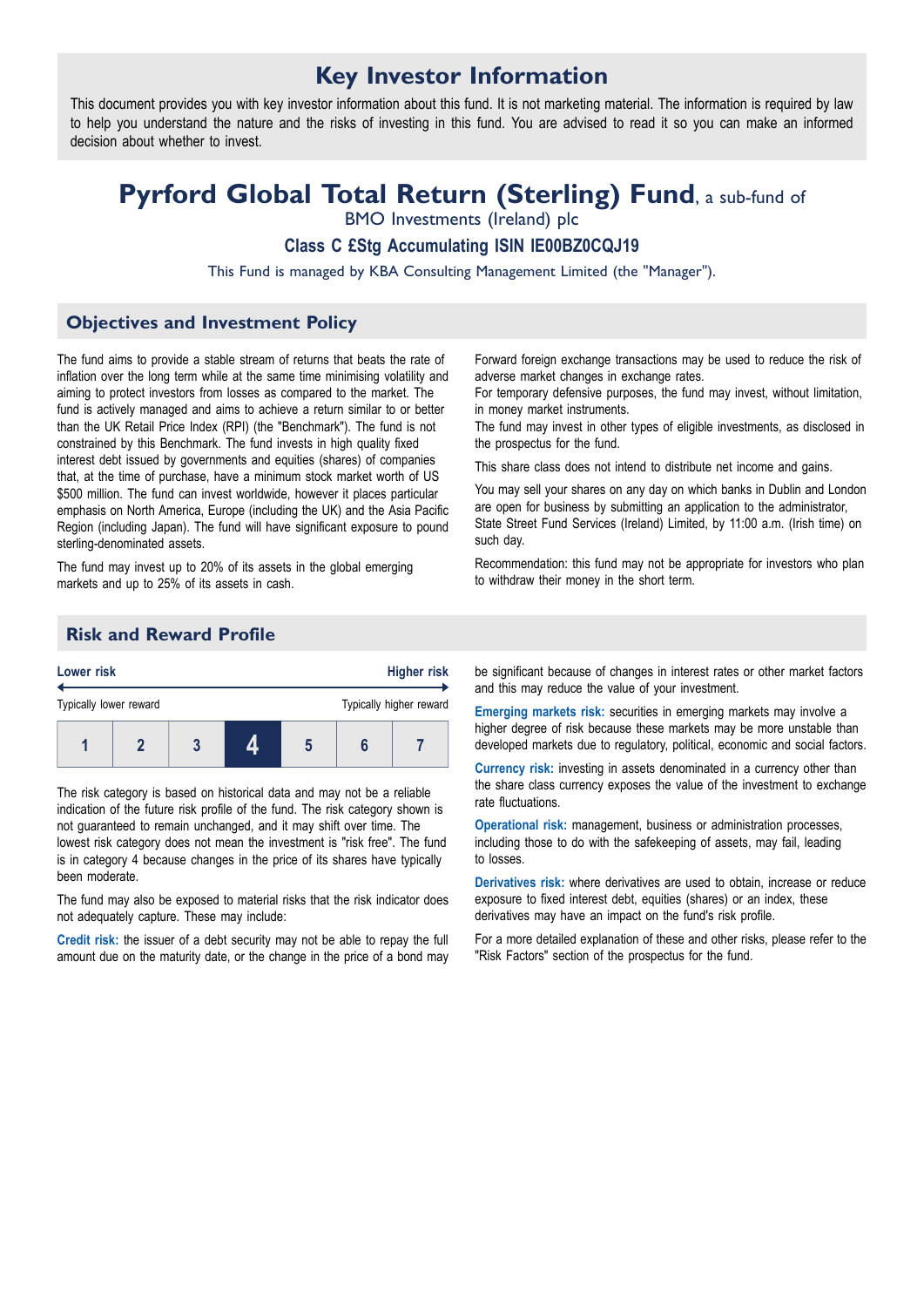# Key Investor Information

This document provides you with key investor information about this fund. It is not marketing material. The information is required by law to help you understand the nature and the risks of investing in this fund. You are advised to read it so you can make an informed decision about whether to invest.

# Pyrford Global Total Return (Sterling) Fund, a sub-fund of BMO Investments (Ireland) plc

### Class C £Stg Accumulating ISIN IE00BZ0CQJ19

This Fund is managed by KBA Consulting Management Limited (the "Manager").

## Objectives and Investment Policy

The fund aims to provide a stable stream of returns that beats the rate of inflation over the long term while at the same time minimising volatility and aiming to protect investors from losses as compared to the market. The fund is actively managed and aims to achieve a return similar to or better than the UK Retail Price Index (RPI) (the "Benchmark"). The fund is not constrained by this Benchmark. The fund invests in high quality fixed interest debt issued by governments and equities (shares) of companies that, at the time of purchase, have a minimum stock market worth of US $500 million. The fund can invest worldwide, however it places particular emphasis on North America, Europe (including the UK) and the Asia Pacific Region (including Japan). The fund will have significant exposure to pound sterling-denominated assets.

The fund may invest up to 20% of its assets in the global emerging markets and up to 25% of its assets in cash.

Forward foreign exchange transactions may be used to reduce the risk of adverse market changes in exchange rates.

For temporary defensive purposes, the fund may invest, without limitation, in money market instruments.

The fund may invest in other types of eligible investments, as disclosed in the prospectus for the fund.

This share class does not intend to distribute net income and gains.

You may sell your shares on any day on which banks in Dublin and London are open for business by submitting an application to the administrator, State Street Fund Services (Ireland) Limited, by 11:00 a.m. (Irish time) on such day.

Recommendation: this fund may not be appropriate for investors who plan to withdraw their money in the short term.

## Risk and Reward Profile

Lower risk — Higher risk

Typically lower reward — Typically higher reward

| 1 | 2 | 3 | **4** | 5 | 6 | 7 |
|---|---|---|---|---|---|---|

The risk category is based on historical data and may not be a reliable indication of the future risk profile of the fund. The risk category shown is not guaranteed to remain unchanged, and it may shift over time. The lowest risk category does not mean the investment is "risk free". The fund is in category 4 because changes in the price of its shares have typically been moderate.

The fund may also be exposed to material risks that the risk indicator does not adequately capture. These may include:

**Credit risk:** the issuer of a debt security may not be able to repay the full amount due on the maturity date, or the change in the price of a bond may be significant because of changes in interest rates or other market factors and this may reduce the value of your investment.

**Emerging markets risk:** securities in emerging markets may involve a higher degree of risk because these markets may be more unstable than developed markets due to regulatory, political, economic and social factors.

**Currency risk:** investing in assets denominated in a currency other than the share class currency exposes the value of the investment to exchange rate fluctuations.

**Operational risk:** management, business or administration processes, including those to do with the safekeeping of assets, may fail, leading to losses.

**Derivatives risk:** where derivatives are used to obtain, increase or reduce exposure to fixed interest debt, equities (shares) or an index, these derivatives may have an impact on the fund's risk profile.

For a more detailed explanation of these and other risks, please refer to the "Risk Factors" section of the prospectus for the fund.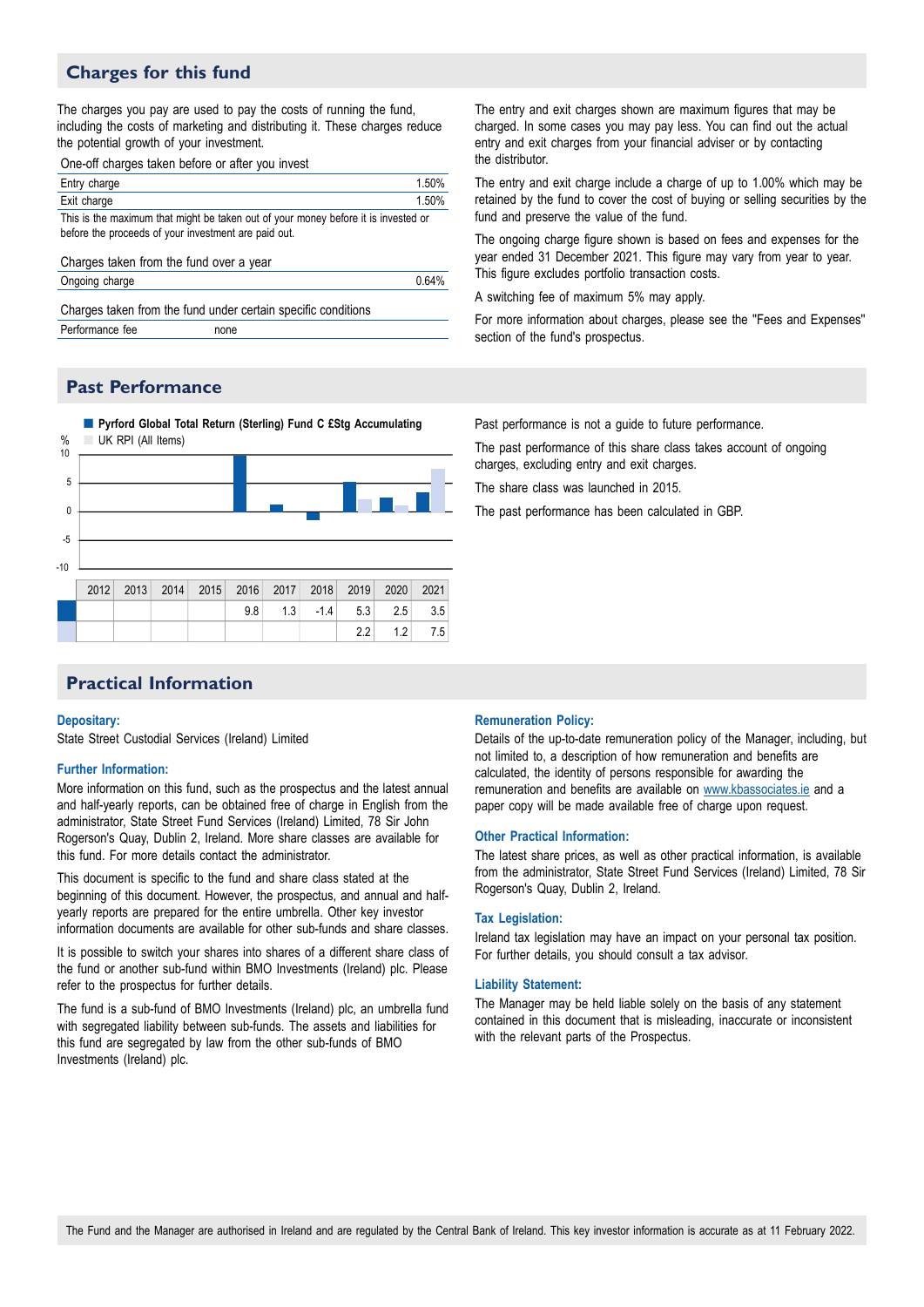## Charges for this fund

The charges you pay are used to pay the costs of running the fund, including the costs of marketing and distributing it. These charges reduce the potential growth of your investment.

| One-off charges taken before or after you invest | |
|---|---|
| Entry charge | 1.50% |
| Exit charge | 1.50% |

This is the maximum that might be taken out of your money before it is invested or before the proceeds of your investment are paid out.

| Charges taken from the fund over a year | |
|---|---|
| Ongoing charge | 0.64% |

| Charges taken from the fund under certain specific conditions | |
|---|---|
| Performance fee | none |

The entry and exit charges shown are maximum figures that may be charged. In some cases you may pay less. You can find out the actual entry and exit charges from your financial adviser or by contacting the distributor.

The entry and exit charge include a charge of up to 1.00% which may be retained by the fund to cover the cost of buying or selling securities by the fund and preserve the value of the fund.

The ongoing charge figure shown is based on fees and expenses for the year ended 31 December 2021. This figure may vary from year to year. This figure excludes portfolio transaction costs.

A switching fee of maximum 5% may apply.

For more information about charges, please see the "Fees and Expenses" section of the fund's prospectus.

## Past Performance

Pyrford Global Total Return (Sterling) Fund C £Stg Accumulating

UK RPI (All Items)

%

10

5

0

-5

-10

| | 2012 | 2013 | 2014 | 2015 | 2016 | 2017 | 2018 | 2019 | 2020 | 2021 |
|---|---|---|---|---|---|---|---|---|---|---|
| Pyrford Global Total Return (Sterling) Fund C £Stg Accumulating | | | | | 9.8 | 1.3 | -1.4 | 5.3 | 2.5 | 3.5 |
| UK RPI (All Items) | | | | | | | | 2.2 | 1.2 | 7.5 |

Past performance is not a guide to future performance.

The past performance of this share class takes account of ongoing charges, excluding entry and exit charges.

The share class was launched in 2015.

The past performance has been calculated in GBP.

## Practical Information

**Depositary:**

State Street Custodial Services (Ireland) Limited

**Further Information:**

More information on this fund, such as the prospectus and the latest annual and half-yearly reports, can be obtained free of charge in English from the administrator, State Street Fund Services (Ireland) Limited, 78 Sir John Rogerson's Quay, Dublin 2, Ireland. More share classes are available for this fund. For more details contact the administrator.

This document is specific to the fund and share class stated at the beginning of this document. However, the prospectus, and annual and half-yearly reports are prepared for the entire umbrella. Other key investor information documents are available for other sub-funds and share classes.

It is possible to switch your shares into shares of a different share class of the fund or another sub-fund within BMO Investments (Ireland) plc. Please refer to the prospectus for further details.

The fund is a sub-fund of BMO Investments (Ireland) plc, an umbrella fund with segregated liability between sub-funds. The assets and liabilities for this fund are segregated by law from the other sub-funds of BMO Investments (Ireland) plc.

**Remuneration Policy:**

Details of the up-to-date remuneration policy of the Manager, including, but not limited to, a description of how remuneration and benefits are calculated, the identity of persons responsible for awarding the remuneration and benefits are available on www.kbassociates.ie and a paper copy will be made available free of charge upon request.

**Other Practical Information:**

The latest share prices, as well as other practical information, is available from the administrator, State Street Fund Services (Ireland) Limited, 78 Sir Rogerson's Quay, Dublin 2, Ireland.

**Tax Legislation:**

Ireland tax legislation may have an impact on your personal tax position. For further details, you should consult a tax advisor.

**Liability Statement:**

The Manager may be held liable solely on the basis of any statement contained in this document that is misleading, inaccurate or inconsistent with the relevant parts of the Prospectus.

The Fund and the Manager are authorised in Ireland and are regulated by the Central Bank of Ireland. This key investor information is accurate as at 11 February 2022.